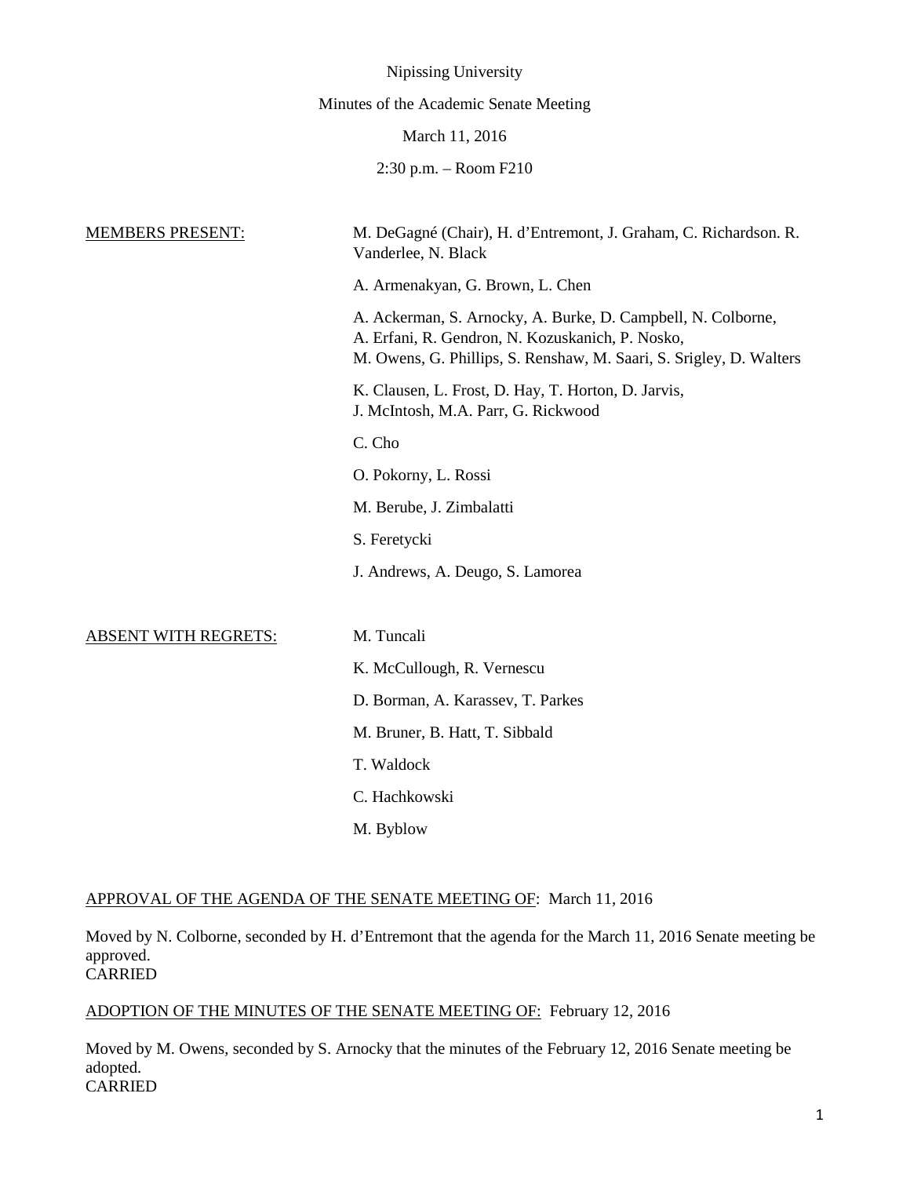Nipissing University

Minutes of the Academic Senate Meeting

March 11, 2016

2:30 p.m. – Room F210

MEMBERS PRESENT:

M. DeGagné (Chair), H. d'Entremont, J. Graham, C. Richardson. R. Vanderlee, N. Black

A. Armenakyan, G. Brown, L. Chen

A. Ackerman, S. Arnocky, A. Burke, D. Campbell, N. Colborne, A. Erfani, R. Gendron, N. Kozuskanich, P. Nosko, M. Owens, G. Phillips, S. Renshaw, M. Saari, S. Srigley, D. Walters

K. Clausen, L. Frost, D. Hay, T. Horton, D. Jarvis, J. McIntosh, M.A. Parr, G. Rickwood

C. Cho

O. Pokorny, L. Rossi

M. Berube, J. Zimbalatti

S. Feretycki

J. Andrews, A. Deugo, S. Lamorea

ABSENT WITH REGRETS:

M. Tuncali

K. McCullough, R. Vernescu

D. Borman, A. Karassev, T. Parkes

M. Bruner, B. Hatt, T. Sibbald

T. Waldock

C. Hachkowski

M. Byblow

APPROVAL OF THE AGENDA OF THE SENATE MEETING OF: March 11, 2016

Moved by N. Colborne, seconded by H. d'Entremont that the agenda for the March 11, 2016 Senate meeting be approved.
CARRIED

ADOPTION OF THE MINUTES OF THE SENATE MEETING OF: February 12, 2016

Moved by M. Owens, seconded by S. Arnocky that the minutes of the February 12, 2016 Senate meeting be adopted.
CARRIED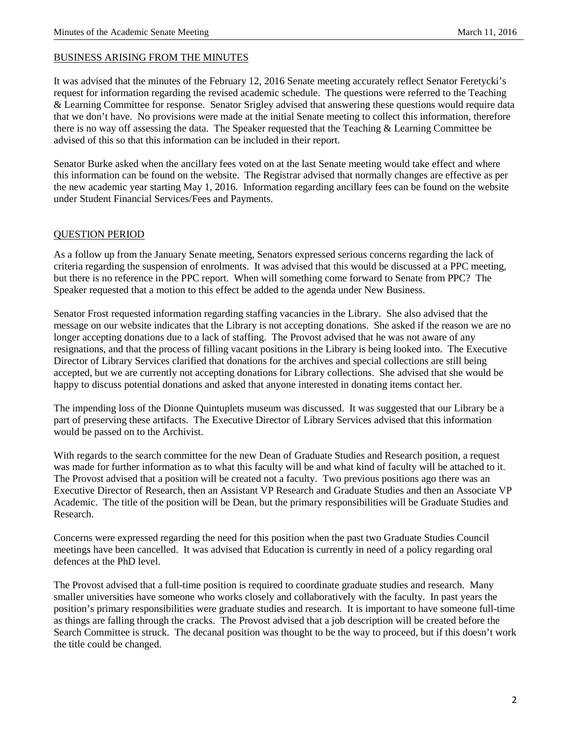BUSINESS ARISING FROM THE MINUTES

It was advised that the minutes of the February 12, 2016 Senate meeting accurately reflect Senator Feretycki's request for information regarding the revised academic schedule. The questions were referred to the Teaching & Learning Committee for response. Senator Srigley advised that answering these questions would require data that we don't have. No provisions were made at the initial Senate meeting to collect this information, therefore there is no way off assessing the data. The Speaker requested that the Teaching & Learning Committee be advised of this so that this information can be included in their report.

Senator Burke asked when the ancillary fees voted on at the last Senate meeting would take effect and where this information can be found on the website. The Registrar advised that normally changes are effective as per the new academic year starting May 1, 2016. Information regarding ancillary fees can be found on the website under Student Financial Services/Fees and Payments.

QUESTION PERIOD

As a follow up from the January Senate meeting, Senators expressed serious concerns regarding the lack of criteria regarding the suspension of enrolments. It was advised that this would be discussed at a PPC meeting, but there is no reference in the PPC report. When will something come forward to Senate from PPC? The Speaker requested that a motion to this effect be added to the agenda under New Business.

Senator Frost requested information regarding staffing vacancies in the Library. She also advised that the message on our website indicates that the Library is not accepting donations. She asked if the reason we are no longer accepting donations due to a lack of staffing. The Provost advised that he was not aware of any resignations, and that the process of filling vacant positions in the Library is being looked into. The Executive Director of Library Services clarified that donations for the archives and special collections are still being accepted, but we are currently not accepting donations for Library collections. She advised that she would be happy to discuss potential donations and asked that anyone interested in donating items contact her.

The impending loss of the Dionne Quintuplets museum was discussed. It was suggested that our Library be a part of preserving these artifacts. The Executive Director of Library Services advised that this information would be passed on to the Archivist.

With regards to the search committee for the new Dean of Graduate Studies and Research position, a request was made for further information as to what this faculty will be and what kind of faculty will be attached to it. The Provost advised that a position will be created not a faculty. Two previous positions ago there was an Executive Director of Research, then an Assistant VP Research and Graduate Studies and then an Associate VP Academic. The title of the position will be Dean, but the primary responsibilities will be Graduate Studies and Research.

Concerns were expressed regarding the need for this position when the past two Graduate Studies Council meetings have been cancelled. It was advised that Education is currently in need of a policy regarding oral defences at the PhD level.

The Provost advised that a full-time position is required to coordinate graduate studies and research. Many smaller universities have someone who works closely and collaboratively with the faculty. In past years the position's primary responsibilities were graduate studies and research. It is important to have someone full-time as things are falling through the cracks. The Provost advised that a job description will be created before the Search Committee is struck. The decanal position was thought to be the way to proceed, but if this doesn't work the title could be changed.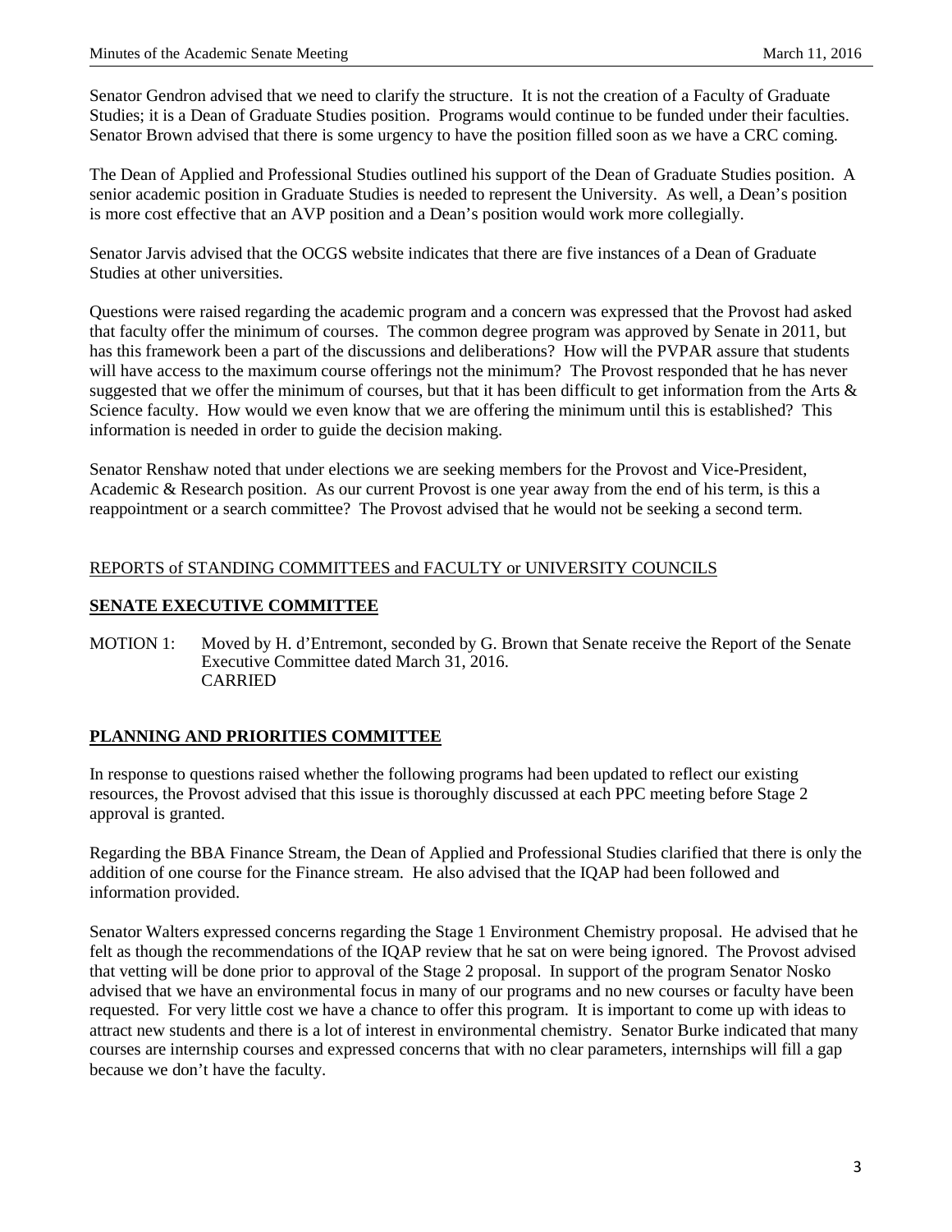Senator Gendron advised that we need to clarify the structure. It is not the creation of a Faculty of Graduate Studies; it is a Dean of Graduate Studies position. Programs would continue to be funded under their faculties. Senator Brown advised that there is some urgency to have the position filled soon as we have a CRC coming.

The Dean of Applied and Professional Studies outlined his support of the Dean of Graduate Studies position. A senior academic position in Graduate Studies is needed to represent the University. As well, a Dean's position is more cost effective that an AVP position and a Dean's position would work more collegially.

Senator Jarvis advised that the OCGS website indicates that there are five instances of a Dean of Graduate Studies at other universities.

Questions were raised regarding the academic program and a concern was expressed that the Provost had asked that faculty offer the minimum of courses. The common degree program was approved by Senate in 2011, but has this framework been a part of the discussions and deliberations? How will the PVPAR assure that students will have access to the maximum course offerings not the minimum? The Provost responded that he has never suggested that we offer the minimum of courses, but that it has been difficult to get information from the Arts & Science faculty. How would we even know that we are offering the minimum until this is established? This information is needed in order to guide the decision making.

Senator Renshaw noted that under elections we are seeking members for the Provost and Vice-President, Academic & Research position. As our current Provost is one year away from the end of his term, is this a reappointment or a search committee? The Provost advised that he would not be seeking a second term.

REPORTS of STANDING COMMITTEES and FACULTY or UNIVERSITY COUNCILS

## SENATE EXECUTIVE COMMITTEE

MOTION 1: Moved by H. d'Entremont, seconded by G. Brown that Senate receive the Report of the Senate Executive Committee dated March 31, 2016.
CARRIED

## PLANNING AND PRIORITIES COMMITTEE

In response to questions raised whether the following programs had been updated to reflect our existing resources, the Provost advised that this issue is thoroughly discussed at each PPC meeting before Stage 2 approval is granted.

Regarding the BBA Finance Stream, the Dean of Applied and Professional Studies clarified that there is only the addition of one course for the Finance stream. He also advised that the IQAP had been followed and information provided.

Senator Walters expressed concerns regarding the Stage 1 Environment Chemistry proposal. He advised that he felt as though the recommendations of the IQAP review that he sat on were being ignored. The Provost advised that vetting will be done prior to approval of the Stage 2 proposal. In support of the program Senator Nosko advised that we have an environmental focus in many of our programs and no new courses or faculty have been requested. For very little cost we have a chance to offer this program. It is important to come up with ideas to attract new students and there is a lot of interest in environmental chemistry. Senator Burke indicated that many courses are internship courses and expressed concerns that with no clear parameters, internships will fill a gap because we don't have the faculty.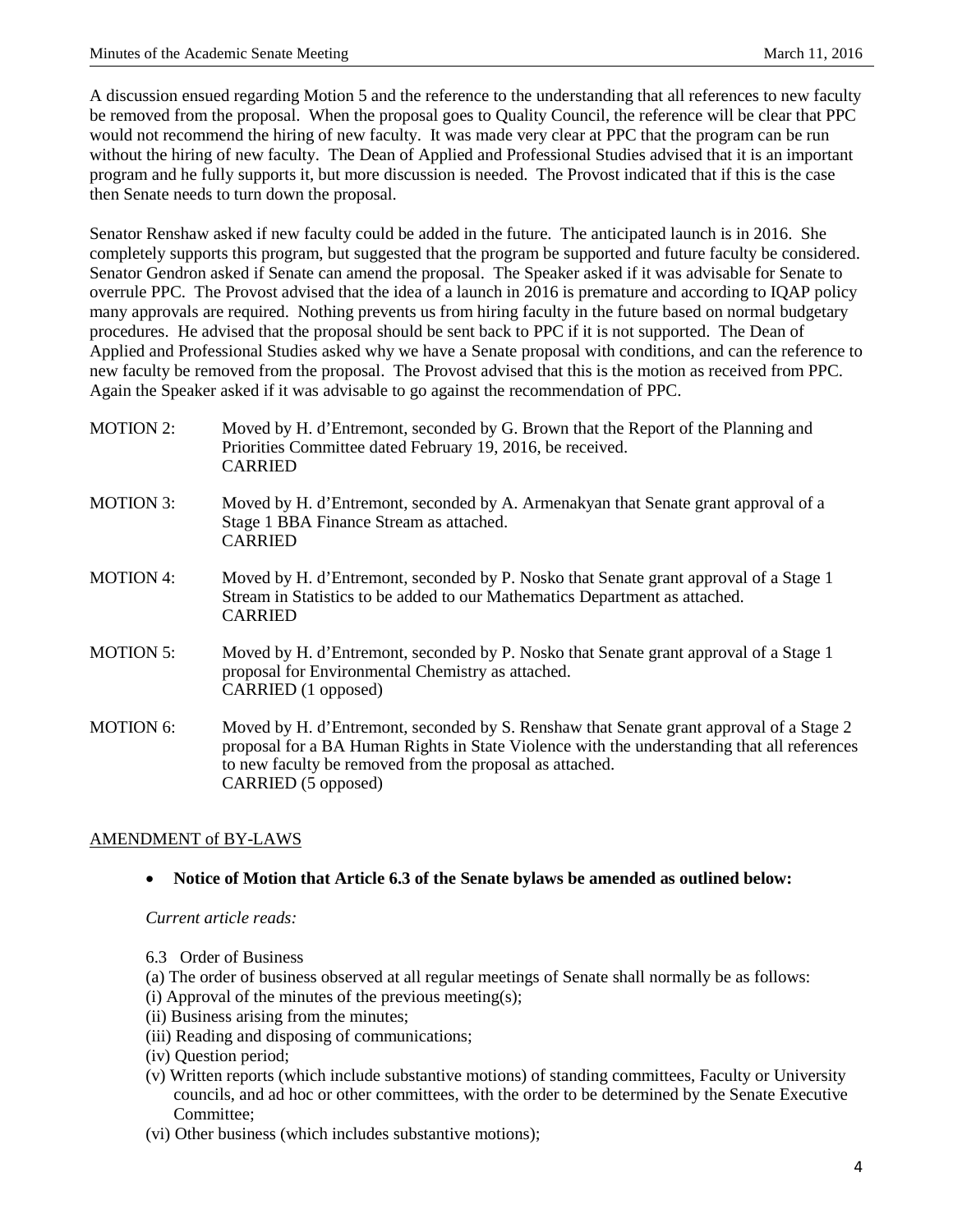A discussion ensued regarding Motion 5 and the reference to the understanding that all references to new faculty be removed from the proposal. When the proposal goes to Quality Council, the reference will be clear that PPC would not recommend the hiring of new faculty. It was made very clear at PPC that the program can be run without the hiring of new faculty. The Dean of Applied and Professional Studies advised that it is an important program and he fully supports it, but more discussion is needed. The Provost indicated that if this is the case then Senate needs to turn down the proposal.

Senator Renshaw asked if new faculty could be added in the future. The anticipated launch is in 2016. She completely supports this program, but suggested that the program be supported and future faculty be considered. Senator Gendron asked if Senate can amend the proposal. The Speaker asked if it was advisable for Senate to overrule PPC. The Provost advised that the idea of a launch in 2016 is premature and according to IQAP policy many approvals are required. Nothing prevents us from hiring faculty in the future based on normal budgetary procedures. He advised that the proposal should be sent back to PPC if it is not supported. The Dean of Applied and Professional Studies asked why we have a Senate proposal with conditions, and can the reference to new faculty be removed from the proposal. The Provost advised that this is the motion as received from PPC. Again the Speaker asked if it was advisable to go against the recommendation of PPC.

MOTION 2: Moved by H. d'Entremont, seconded by G. Brown that the Report of the Planning and Priorities Committee dated February 19, 2016, be received.
CARRIED

MOTION 3: Moved by H. d'Entremont, seconded by A. Armenakyan that Senate grant approval of a Stage 1 BBA Finance Stream as attached.
CARRIED

MOTION 4: Moved by H. d'Entremont, seconded by P. Nosko that Senate grant approval of a Stage 1 Stream in Statistics to be added to our Mathematics Department as attached.
CARRIED

MOTION 5: Moved by H. d'Entremont, seconded by P. Nosko that Senate grant approval of a Stage 1 proposal for Environmental Chemistry as attached.
CARRIED (1 opposed)

MOTION 6: Moved by H. d'Entremont, seconded by S. Renshaw that Senate grant approval of a Stage 2 proposal for a BA Human Rights in State Violence with the understanding that all references to new faculty be removed from the proposal as attached.
CARRIED (5 opposed)

## AMENDMENT of BY-LAWS

- **Notice of Motion that Article 6.3 of the Senate bylaws be amended as outlined below:**

*Current article reads:*

6.3 Order of Business

(a) The order of business observed at all regular meetings of Senate shall normally be as follows:

(i) Approval of the minutes of the previous meeting(s);

(ii) Business arising from the minutes;

(iii) Reading and disposing of communications;

(iv) Question period;

(v) Written reports (which include substantive motions) of standing committees, Faculty or University councils, and ad hoc or other committees, with the order to be determined by the Senate Executive Committee;

(vi) Other business (which includes substantive motions);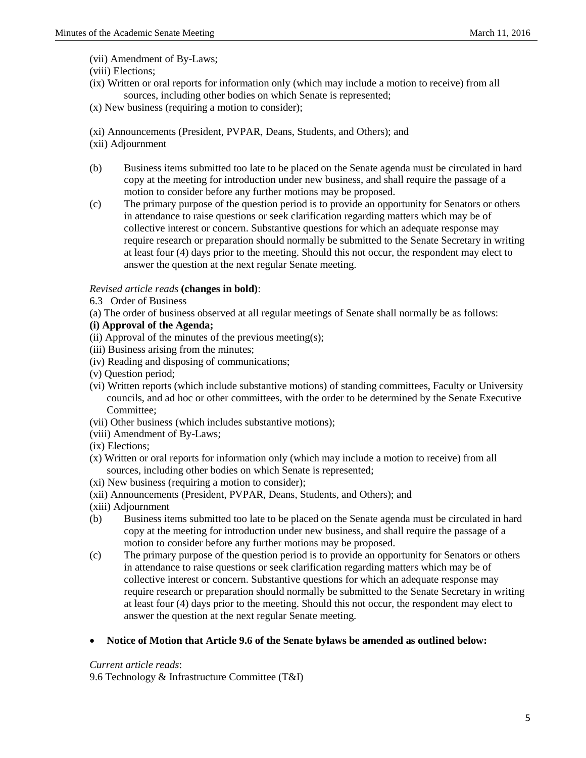(vii) Amendment of By-Laws;

(viii) Elections;

(ix) Written or oral reports for information only (which may include a motion to receive) from all sources, including other bodies on which Senate is represented;

(x) New business (requiring a motion to consider);

(xi) Announcements (President, PVPAR, Deans, Students, and Others); and

(xii) Adjournment

(b) Business items submitted too late to be placed on the Senate agenda must be circulated in hard copy at the meeting for introduction under new business, and shall require the passage of a motion to consider before any further motions may be proposed.

(c) The primary purpose of the question period is to provide an opportunity for Senators or others in attendance to raise questions or seek clarification regarding matters which may be of collective interest or concern. Substantive questions for which an adequate response may require research or preparation should normally be submitted to the Senate Secretary in writing at least four (4) days prior to the meeting. Should this not occur, the respondent may elect to answer the question at the next regular Senate meeting.

*Revised article reads* **(changes in bold)**:

6.3 Order of Business

(a) The order of business observed at all regular meetings of Senate shall normally be as follows:

**(i) Approval of the Agenda;**

(ii) Approval of the minutes of the previous meeting(s);

(iii) Business arising from the minutes;

(iv) Reading and disposing of communications;

(v) Question period;

(vi) Written reports (which include substantive motions) of standing committees, Faculty or University councils, and ad hoc or other committees, with the order to be determined by the Senate Executive Committee;

(vii) Other business (which includes substantive motions);

(viii) Amendment of By-Laws;

(ix) Elections;

(x) Written or oral reports for information only (which may include a motion to receive) from all sources, including other bodies on which Senate is represented;

(xi) New business (requiring a motion to consider);

(xii) Announcements (President, PVPAR, Deans, Students, and Others); and

(xiii) Adjournment

(b) Business items submitted too late to be placed on the Senate agenda must be circulated in hard copy at the meeting for introduction under new business, and shall require the passage of a motion to consider before any further motions may be proposed.

(c) The primary purpose of the question period is to provide an opportunity for Senators or others in attendance to raise questions or seek clarification regarding matters which may be of collective interest or concern. Substantive questions for which an adequate response may require research or preparation should normally be submitted to the Senate Secretary in writing at least four (4) days prior to the meeting. Should this not occur, the respondent may elect to answer the question at the next regular Senate meeting.

- **Notice of Motion that Article 9.6 of the Senate bylaws be amended as outlined below:**

*Current article reads*:

9.6 Technology & Infrastructure Committee (T&I)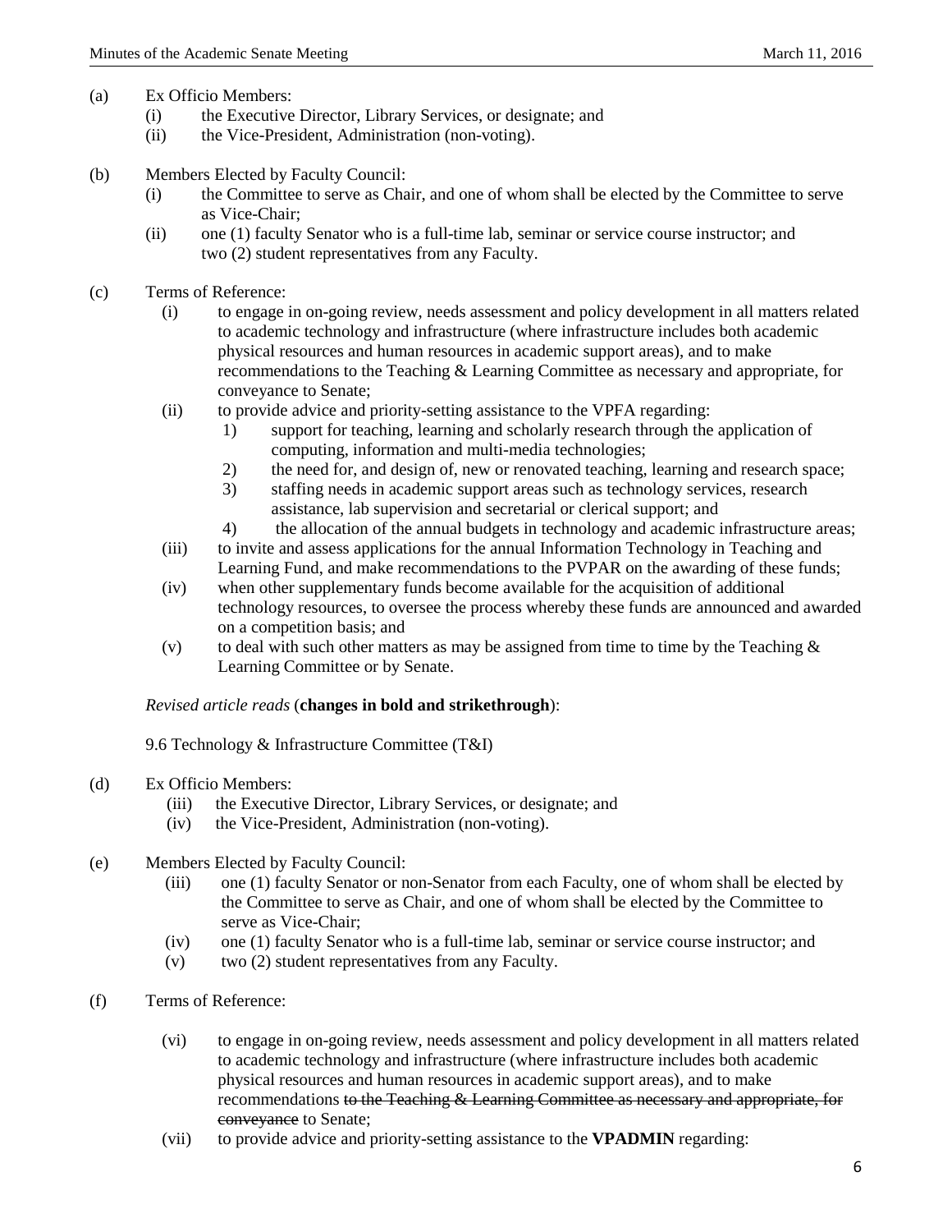(a) Ex Officio Members:
  - (i) the Executive Director, Library Services, or designate; and
  - (ii) the Vice-President, Administration (non-voting).

(b) Members Elected by Faculty Council:
  - (i) the Committee to serve as Chair, and one of whom shall be elected by the Committee to serve as Vice-Chair;
  - (ii) one (1) faculty Senator who is a full-time lab, seminar or service course instructor; and two (2) student representatives from any Faculty.

(c) Terms of Reference:
  - (i) to engage in on-going review, needs assessment and policy development in all matters related to academic technology and infrastructure (where infrastructure includes both academic physical resources and human resources in academic support areas), and to make recommendations to the Teaching & Learning Committee as necessary and appropriate, for conveyance to Senate;
  - (ii) to provide advice and priority-setting assistance to the VPFA regarding:
    1) support for teaching, learning and scholarly research through the application of computing, information and multi-media technologies;
    2) the need for, and design of, new or renovated teaching, learning and research space;
    3) staffing needs in academic support areas such as technology services, research assistance, lab supervision and secretarial or clerical support; and
    4) the allocation of the annual budgets in technology and academic infrastructure areas;
  - (iii) to invite and assess applications for the annual Information Technology in Teaching and Learning Fund, and make recommendations to the PVPAR on the awarding of these funds;
  - (iv) when other supplementary funds become available for the acquisition of additional technology resources, to oversee the process whereby these funds are announced and awarded on a competition basis; and
  - (v) to deal with such other matters as may be assigned from time to time by the Teaching & Learning Committee or by Senate.

*Revised article reads* (**changes in bold and strikethrough**):

9.6 Technology & Infrastructure Committee (T&I)

(d) Ex Officio Members:
  - (iii) the Executive Director, Library Services, or designate; and
  - (iv) the Vice-President, Administration (non-voting).

(e) Members Elected by Faculty Council:
  - (iii) one (1) faculty Senator or non-Senator from each Faculty, one of whom shall be elected by the Committee to serve as Chair, and one of whom shall be elected by the Committee to serve as Vice-Chair;
  - (iv) one (1) faculty Senator who is a full-time lab, seminar or service course instructor; and
  - (v) two (2) student representatives from any Faculty.

(f) Terms of Reference:
  - (vi) to engage in on-going review, needs assessment and policy development in all matters related to academic technology and infrastructure (where infrastructure includes both academic physical resources and human resources in academic support areas), and to make recommendations ~~to the Teaching & Learning Committee as necessary and appropriate, for conveyance~~ to Senate;
  - (vii) to provide advice and priority-setting assistance to the **VPADMIN** regarding: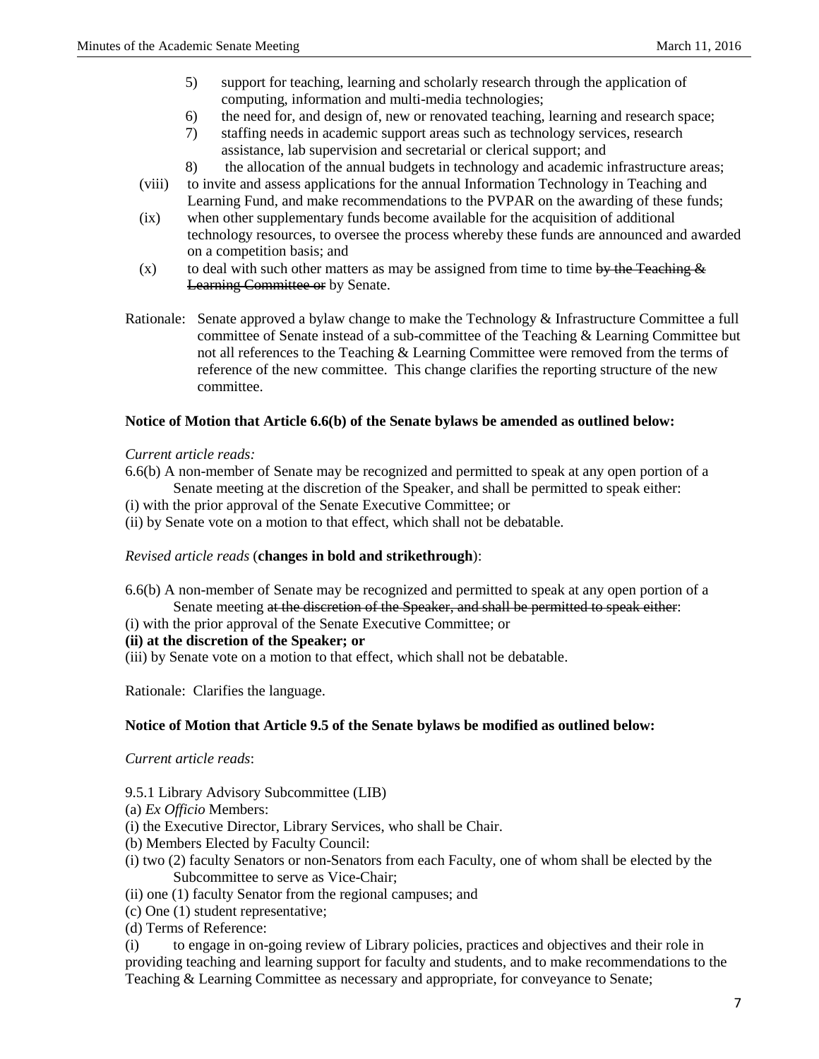5) support for teaching, learning and scholarly research through the application of computing, information and multi-media technologies;
6) the need for, and design of, new or renovated teaching, learning and research space;
7) staffing needs in academic support areas such as technology services, research assistance, lab supervision and secretarial or clerical support; and
8) the allocation of the annual budgets in technology and academic infrastructure areas;

(viii) to invite and assess applications for the annual Information Technology in Teaching and Learning Fund, and make recommendations to the PVPAR on the awarding of these funds;

(ix) when other supplementary funds become available for the acquisition of additional technology resources, to oversee the process whereby these funds are announced and awarded on a competition basis; and

(x) to deal with such other matters as may be assigned from time to time ~~by the Teaching & Learning Committee or~~ by Senate.

Rationale: Senate approved a bylaw change to make the Technology & Infrastructure Committee a full committee of Senate instead of a sub-committee of the Teaching & Learning Committee but not all references to the Teaching & Learning Committee were removed from the terms of reference of the new committee. This change clarifies the reporting structure of the new committee.

**Notice of Motion that Article 6.6(b) of the Senate bylaws be amended as outlined below:**

*Current article reads:*

6.6(b) A non-member of Senate may be recognized and permitted to speak at any open portion of a Senate meeting at the discretion of the Speaker, and shall be permitted to speak either:
(i) with the prior approval of the Senate Executive Committee; or
(ii) by Senate vote on a motion to that effect, which shall not be debatable.

*Revised article reads* (**changes in bold and strikethrough**):

6.6(b) A non-member of Senate may be recognized and permitted to speak at any open portion of a Senate meeting ~~at the discretion of the Speaker, and shall be permitted to speak either~~:
(i) with the prior approval of the Senate Executive Committee; or
**(ii) at the discretion of the Speaker; or**
(iii) by Senate vote on a motion to that effect, which shall not be debatable.

Rationale: Clarifies the language.

**Notice of Motion that Article 9.5 of the Senate bylaws be modified as outlined below:**

*Current article reads*:

9.5.1 Library Advisory Subcommittee (LIB)
(a) *Ex Officio* Members:
(i) the Executive Director, Library Services, who shall be Chair.
(b) Members Elected by Faculty Council:
(i) two (2) faculty Senators or non-Senators from each Faculty, one of whom shall be elected by the Subcommittee to serve as Vice-Chair;
(ii) one (1) faculty Senator from the regional campuses; and
(c) One (1) student representative;
(d) Terms of Reference:
(i) to engage in on-going review of Library policies, practices and objectives and their role in providing teaching and learning support for faculty and students, and to make recommendations to the Teaching & Learning Committee as necessary and appropriate, for conveyance to Senate;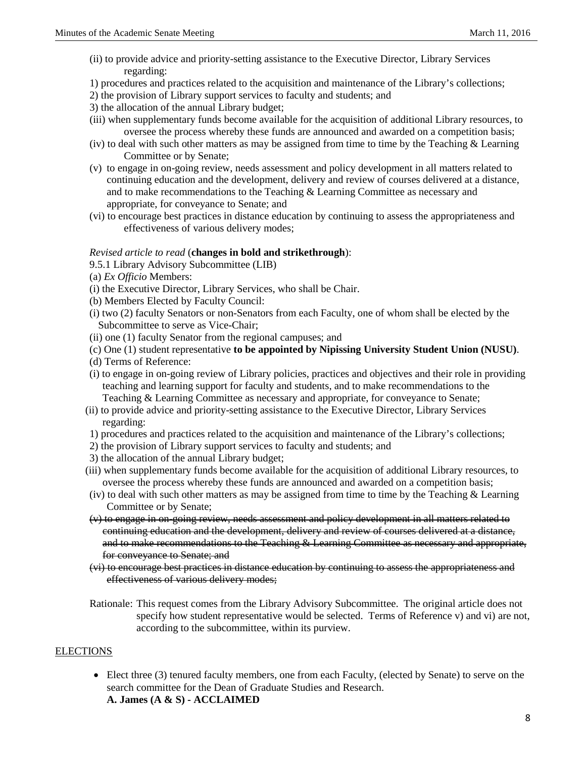(ii) to provide advice and priority-setting assistance to the Executive Director, Library Services regarding:

1) procedures and practices related to the acquisition and maintenance of the Library's collections;

2) the provision of Library support services to faculty and students; and

3) the allocation of the annual Library budget;

(iii) when supplementary funds become available for the acquisition of additional Library resources, to oversee the process whereby these funds are announced and awarded on a competition basis;

(iv) to deal with such other matters as may be assigned from time to time by the Teaching & Learning Committee or by Senate;

(v) to engage in on-going review, needs assessment and policy development in all matters related to continuing education and the development, delivery and review of courses delivered at a distance, and to make recommendations to the Teaching & Learning Committee as necessary and appropriate, for conveyance to Senate; and

(vi) to encourage best practices in distance education by continuing to assess the appropriateness and effectiveness of various delivery modes;

*Revised article to read* (**changes in bold and strikethrough**):

9.5.1 Library Advisory Subcommittee (LIB)

(a) *Ex Officio* Members:

(i) the Executive Director, Library Services, who shall be Chair.

(b) Members Elected by Faculty Council:

(i) two (2) faculty Senators or non-Senators from each Faculty, one of whom shall be elected by the Subcommittee to serve as Vice-Chair;

(ii) one (1) faculty Senator from the regional campuses; and

(c) One (1) student representative **to be appointed by Nipissing University Student Union (NUSU)**.

(d) Terms of Reference:

(i) to engage in on-going review of Library policies, practices and objectives and their role in providing teaching and learning support for faculty and students, and to make recommendations to the Teaching & Learning Committee as necessary and appropriate, for conveyance to Senate;

(ii) to provide advice and priority-setting assistance to the Executive Director, Library Services regarding:

1) procedures and practices related to the acquisition and maintenance of the Library's collections;

2) the provision of Library support services to faculty and students; and

3) the allocation of the annual Library budget;

(iii) when supplementary funds become available for the acquisition of additional Library resources, to oversee the process whereby these funds are announced and awarded on a competition basis;

(iv) to deal with such other matters as may be assigned from time to time by the Teaching & Learning Committee or by Senate;

~~(v) to engage in on-going review, needs assessment and policy development in all matters related to continuing education and the development, delivery and review of courses delivered at a distance, and to make recommendations to the Teaching & Learning Committee as necessary and appropriate, for conveyance to Senate; and~~

~~(vi) to encourage best practices in distance education by continuing to assess the appropriateness and effectiveness of various delivery modes;~~

Rationale: This request comes from the Library Advisory Subcommittee. The original article does not specify how student representative would be selected. Terms of Reference v) and vi) are not, according to the subcommittee, within its purview.

<u>ELECTIONS</u>

- Elect three (3) tenured faculty members, one from each Faculty, (elected by Senate) to serve on the search committee for the Dean of Graduate Studies and Research.
  **A. James (A & S) - ACCLAIMED**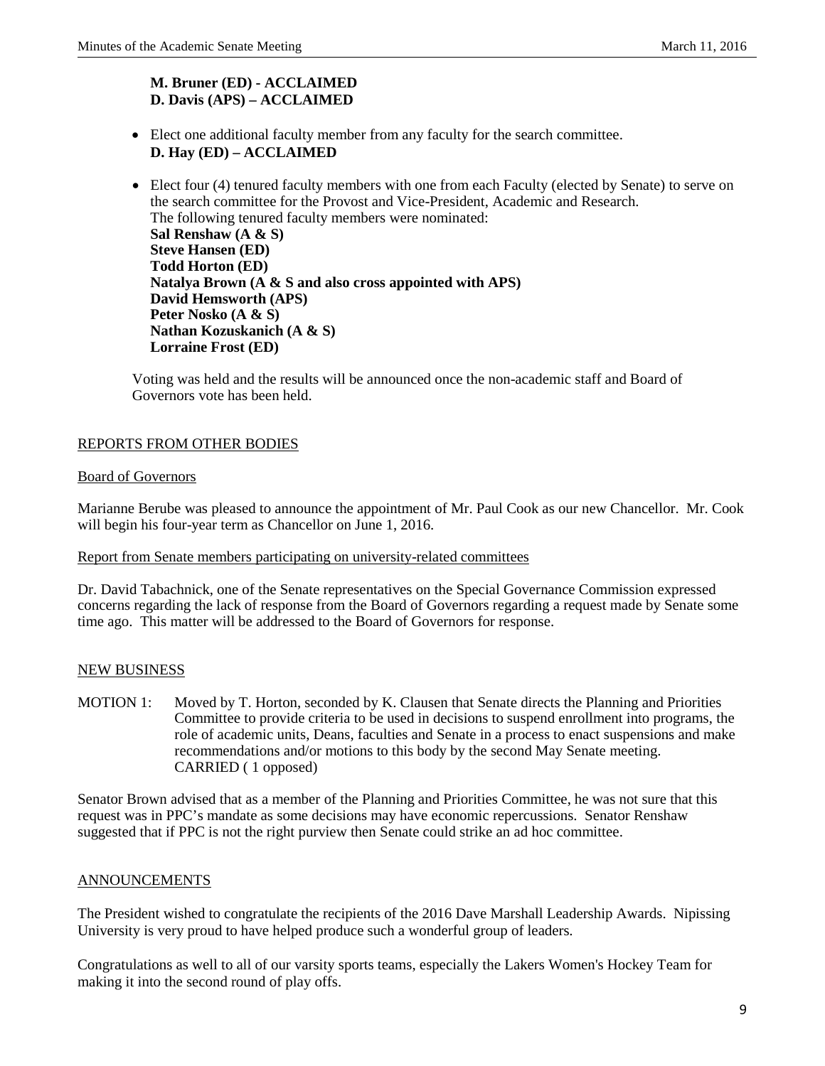**M. Bruner (ED) - ACCLAIMED**
**D. Davis (APS) – ACCLAIMED**

- Elect one additional faculty member from any faculty for the search committee.
  **D. Hay (ED) – ACCLAIMED**

- Elect four (4) tenured faculty members with one from each Faculty (elected by Senate) to serve on the search committee for the Provost and Vice-President, Academic and Research.
  The following tenured faculty members were nominated:
  **Sal Renshaw (A & S)**
  **Steve Hansen (ED)**
  **Todd Horton (ED)**
  **Natalya Brown (A & S and also cross appointed with APS)**
  **David Hemsworth (APS)**
  **Peter Nosko (A & S)**
  **Nathan Kozuskanich (A & S)**
  **Lorraine Frost (ED)**

  Voting was held and the results will be announced once the non-academic staff and Board of Governors vote has been held.

<u>REPORTS FROM OTHER BODIES</u>

<u>Board of Governors</u>

Marianne Berube was pleased to announce the appointment of Mr. Paul Cook as our new Chancellor. Mr. Cook will begin his four-year term as Chancellor on June 1, 2016.

<u>Report from Senate members participating on university-related committees</u>

Dr. David Tabachnick, one of the Senate representatives on the Special Governance Commission expressed concerns regarding the lack of response from the Board of Governors regarding a request made by Senate some time ago. This matter will be addressed to the Board of Governors for response.

<u>NEW BUSINESS</u>

MOTION 1: Moved by T. Horton, seconded by K. Clausen that Senate directs the Planning and Priorities Committee to provide criteria to be used in decisions to suspend enrollment into programs, the role of academic units, Deans, faculties and Senate in a process to enact suspensions and make recommendations and/or motions to this body by the second May Senate meeting.
CARRIED ( 1 opposed)

Senator Brown advised that as a member of the Planning and Priorities Committee, he was not sure that this request was in PPC's mandate as some decisions may have economic repercussions. Senator Renshaw suggested that if PPC is not the right purview then Senate could strike an ad hoc committee.

<u>ANNOUNCEMENTS</u>

The President wished to congratulate the recipients of the 2016 Dave Marshall Leadership Awards. Nipissing University is very proud to have helped produce such a wonderful group of leaders.

Congratulations as well to all of our varsity sports teams, especially the Lakers Women's Hockey Team for making it into the second round of play offs.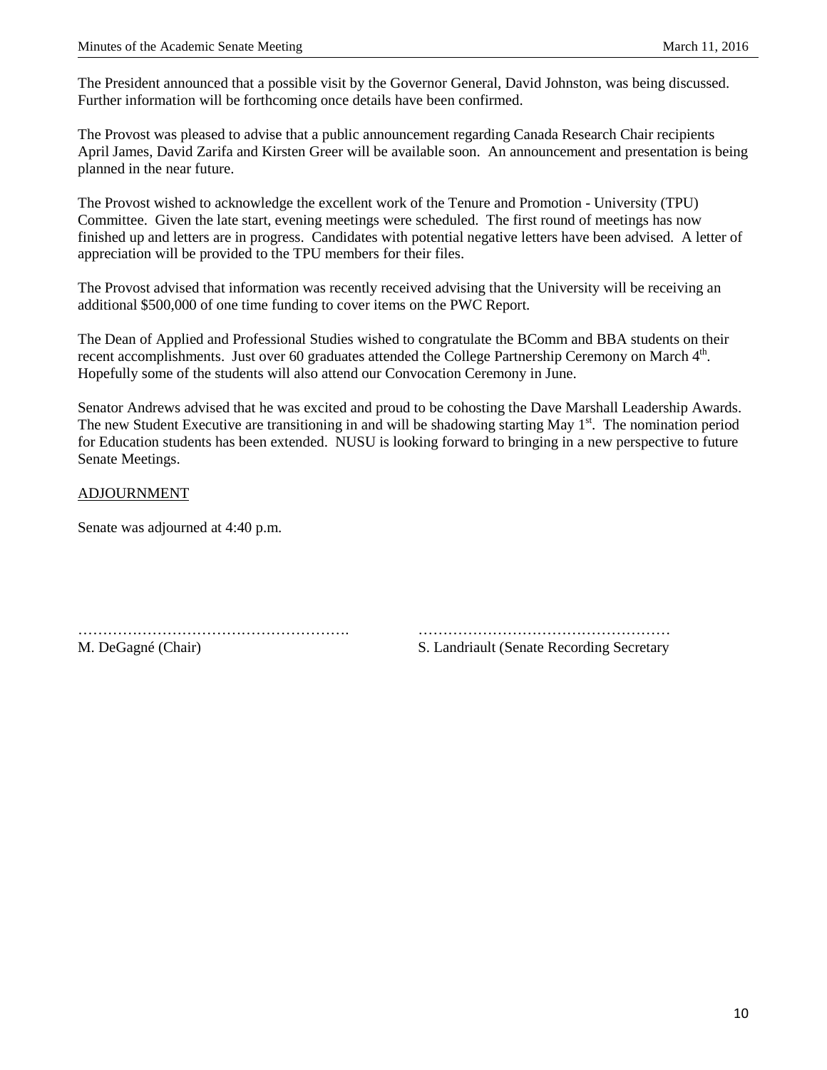The President announced that a possible visit by the Governor General, David Johnston, was being discussed. Further information will be forthcoming once details have been confirmed.

The Provost was pleased to advise that a public announcement regarding Canada Research Chair recipients April James, David Zarifa and Kirsten Greer will be available soon. An announcement and presentation is being planned in the near future.

The Provost wished to acknowledge the excellent work of the Tenure and Promotion - University (TPU) Committee. Given the late start, evening meetings were scheduled. The first round of meetings has now finished up and letters are in progress. Candidates with potential negative letters have been advised. A letter of appreciation will be provided to the TPU members for their files.

The Provost advised that information was recently received advising that the University will be receiving an additional $500,000 of one time funding to cover items on the PWC Report.

The Dean of Applied and Professional Studies wished to congratulate the BComm and BBA students on their recent accomplishments. Just over 60 graduates attended the College Partnership Ceremony on March 4th. Hopefully some of the students will also attend our Convocation Ceremony in June.

Senator Andrews advised that he was excited and proud to be cohosting the Dave Marshall Leadership Awards. The new Student Executive are transitioning in and will be shadowing starting May 1st. The nomination period for Education students has been extended. NUSU is looking forward to bringing in a new perspective to future Senate Meetings.

ADJOURNMENT

Senate was adjourned at 4:40 p.m.

……………………………………………….
M. DeGagné (Chair)

……………………………………………
S. Landriault (Senate Recording Secretary